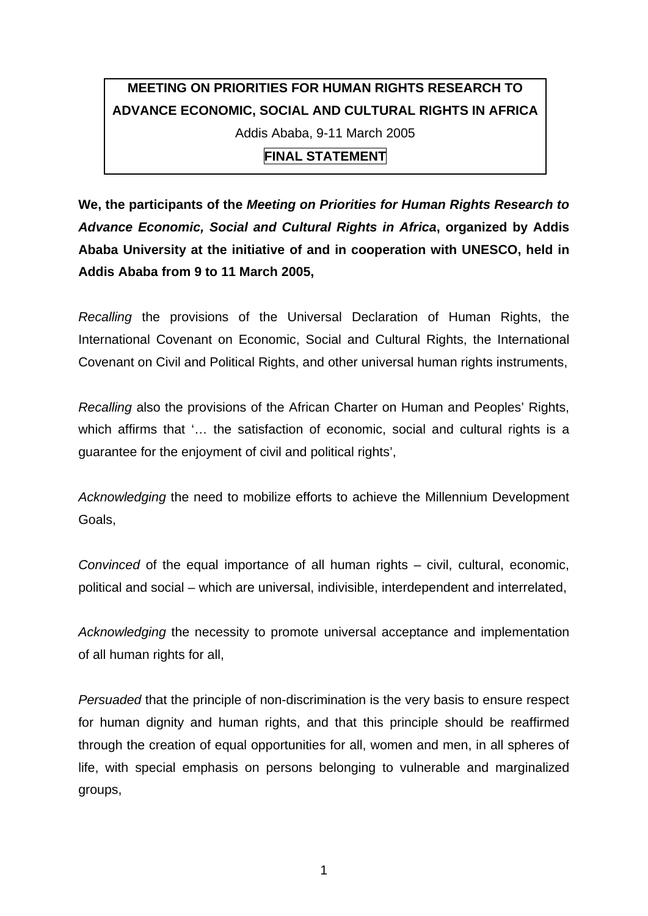# MEETING ON PRIORITIES FOR HUMAN RIGHTS RESEARCH TO ADVANCE ECONOMIC, SOCIAL AND CULTURAL RIGHTS IN AFRICA

Addis Ababa, 9-11 March 2005

**FINAL STATEMENT**

**We, the participants of the *Meeting on Priorities for Human Rights Research to Advance Economic, Social and Cultural Rights in Africa*, organized by Addis Ababa University at the initiative of and in cooperation with UNESCO, held in Addis Ababa from 9 to 11 March 2005,**

*Recalling* the provisions of the Universal Declaration of Human Rights, the International Covenant on Economic, Social and Cultural Rights, the International Covenant on Civil and Political Rights, and other universal human rights instruments,

*Recalling* also the provisions of the African Charter on Human and Peoples' Rights, which affirms that '… the satisfaction of economic, social and cultural rights is a guarantee for the enjoyment of civil and political rights',

*Acknowledging* the need to mobilize efforts to achieve the Millennium Development Goals,

*Convinced* of the equal importance of all human rights – civil, cultural, economic, political and social – which are universal, indivisible, interdependent and interrelated,

*Acknowledging* the necessity to promote universal acceptance and implementation of all human rights for all,

*Persuaded* that the principle of non-discrimination is the very basis to ensure respect for human dignity and human rights, and that this principle should be reaffirmed through the creation of equal opportunities for all, women and men, in all spheres of life, with special emphasis on persons belonging to vulnerable and marginalized groups,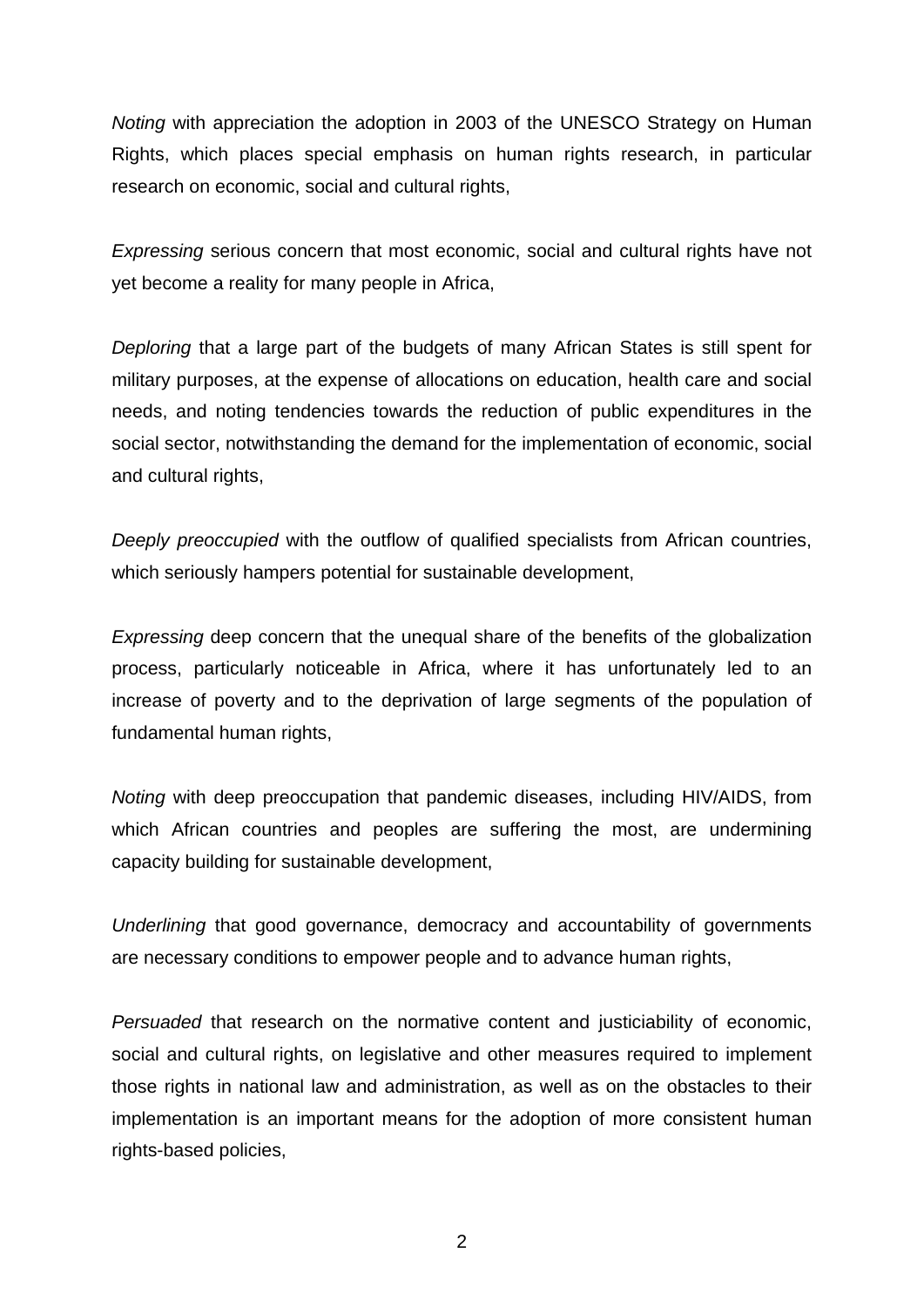*Noting* with appreciation the adoption in 2003 of the UNESCO Strategy on Human Rights, which places special emphasis on human rights research, in particular research on economic, social and cultural rights,

*Expressing* serious concern that most economic, social and cultural rights have not yet become a reality for many people in Africa,

*Deploring* that a large part of the budgets of many African States is still spent for military purposes, at the expense of allocations on education, health care and social needs, and noting tendencies towards the reduction of public expenditures in the social sector, notwithstanding the demand for the implementation of economic, social and cultural rights,

*Deeply preoccupied* with the outflow of qualified specialists from African countries, which seriously hampers potential for sustainable development,

*Expressing* deep concern that the unequal share of the benefits of the globalization process, particularly noticeable in Africa, where it has unfortunately led to an increase of poverty and to the deprivation of large segments of the population of fundamental human rights,

*Noting* with deep preoccupation that pandemic diseases, including HIV/AIDS, from which African countries and peoples are suffering the most, are undermining capacity building for sustainable development,

*Underlining* that good governance, democracy and accountability of governments are necessary conditions to empower people and to advance human rights,

*Persuaded* that research on the normative content and justiciability of economic, social and cultural rights, on legislative and other measures required to implement those rights in national law and administration, as well as on the obstacles to their implementation is an important means for the adoption of more consistent human rights-based policies,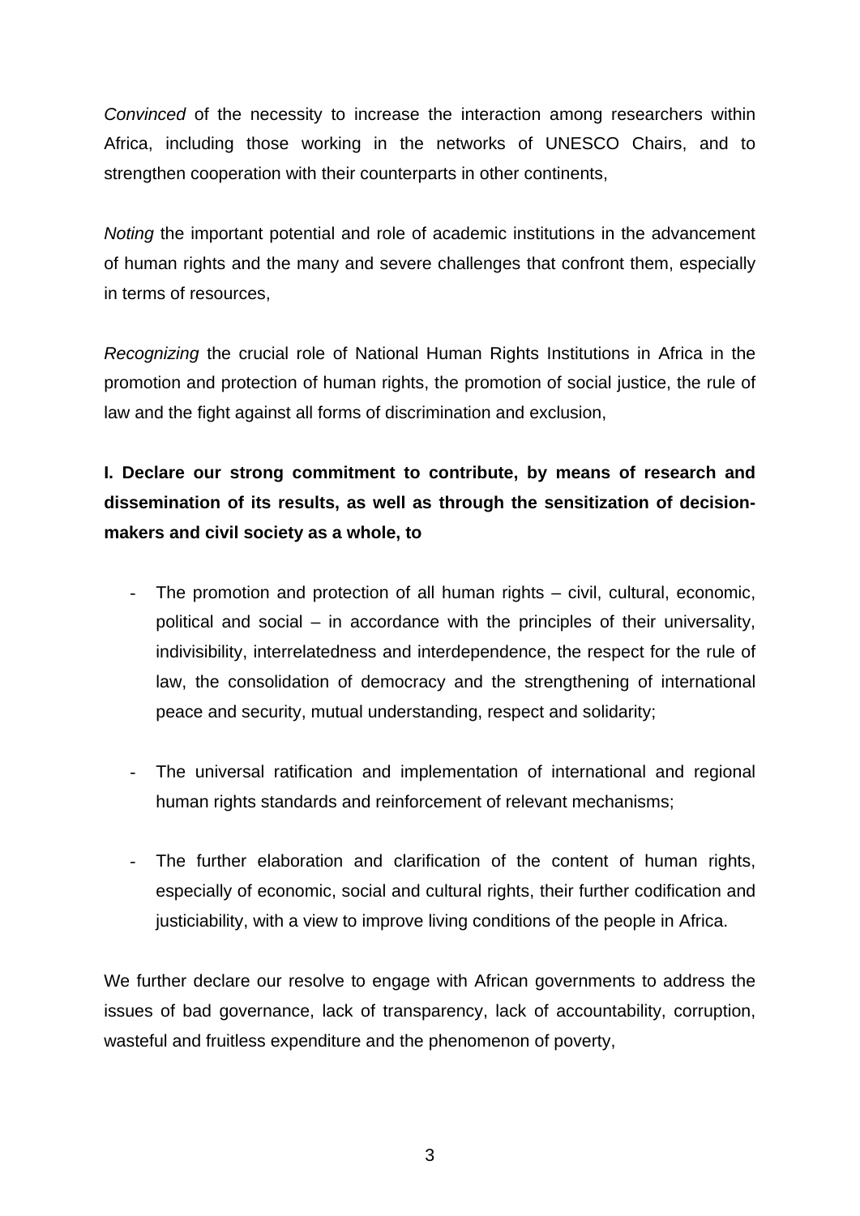*Convinced* of the necessity to increase the interaction among researchers within Africa, including those working in the networks of UNESCO Chairs, and to strengthen cooperation with their counterparts in other continents,

*Noting* the important potential and role of academic institutions in the advancement of human rights and the many and severe challenges that confront them, especially in terms of resources,

*Recognizing* the crucial role of National Human Rights Institutions in Africa in the promotion and protection of human rights, the promotion of social justice, the rule of law and the fight against all forms of discrimination and exclusion,

**I. Declare our strong commitment to contribute, by means of research and dissemination of its results, as well as through the sensitization of decision-makers and civil society as a whole, to**

- The promotion and protection of all human rights – civil, cultural, economic, political and social – in accordance with the principles of their universality, indivisibility, interrelatedness and interdependence, the respect for the rule of law, the consolidation of democracy and the strengthening of international peace and security, mutual understanding, respect and solidarity;

- The universal ratification and implementation of international and regional human rights standards and reinforcement of relevant mechanisms;

- The further elaboration and clarification of the content of human rights, especially of economic, social and cultural rights, their further codification and justiciability, with a view to improve living conditions of the people in Africa.

We further declare our resolve to engage with African governments to address the issues of bad governance, lack of transparency, lack of accountability, corruption, wasteful and fruitless expenditure and the phenomenon of poverty,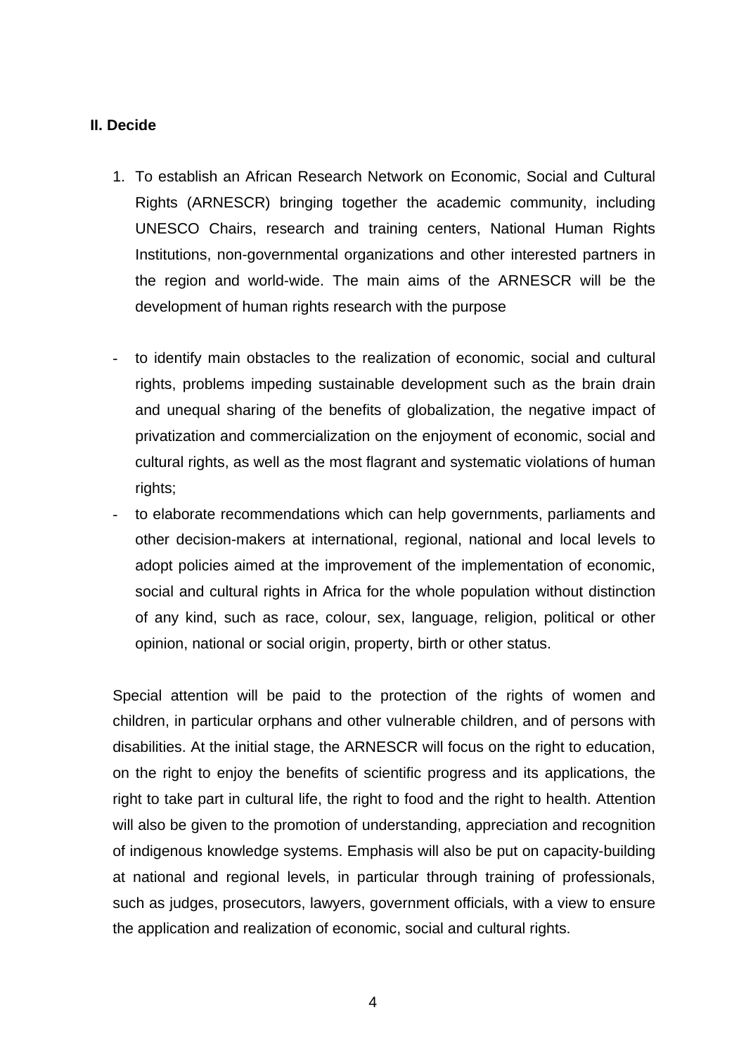**II. Decide**

1. To establish an African Research Network on Economic, Social and Cultural Rights (ARNESCR) bringing together the academic community, including UNESCO Chairs, research and training centers, National Human Rights Institutions, non-governmental organizations and other interested partners in the region and world-wide. The main aims of the ARNESCR will be the development of human rights research with the purpose

- to identify main obstacles to the realization of economic, social and cultural rights, problems impeding sustainable development such as the brain drain and unequal sharing of the benefits of globalization, the negative impact of privatization and commercialization on the enjoyment of economic, social and cultural rights, as well as the most flagrant and systematic violations of human rights;
- to elaborate recommendations which can help governments, parliaments and other decision-makers at international, regional, national and local levels to adopt policies aimed at the improvement of the implementation of economic, social and cultural rights in Africa for the whole population without distinction of any kind, such as race, colour, sex, language, religion, political or other opinion, national or social origin, property, birth or other status.

Special attention will be paid to the protection of the rights of women and children, in particular orphans and other vulnerable children, and of persons with disabilities. At the initial stage, the ARNESCR will focus on the right to education, on the right to enjoy the benefits of scientific progress and its applications, the right to take part in cultural life, the right to food and the right to health. Attention will also be given to the promotion of understanding, appreciation and recognition of indigenous knowledge systems. Emphasis will also be put on capacity-building at national and regional levels, in particular through training of professionals, such as judges, prosecutors, lawyers, government officials, with a view to ensure the application and realization of economic, social and cultural rights.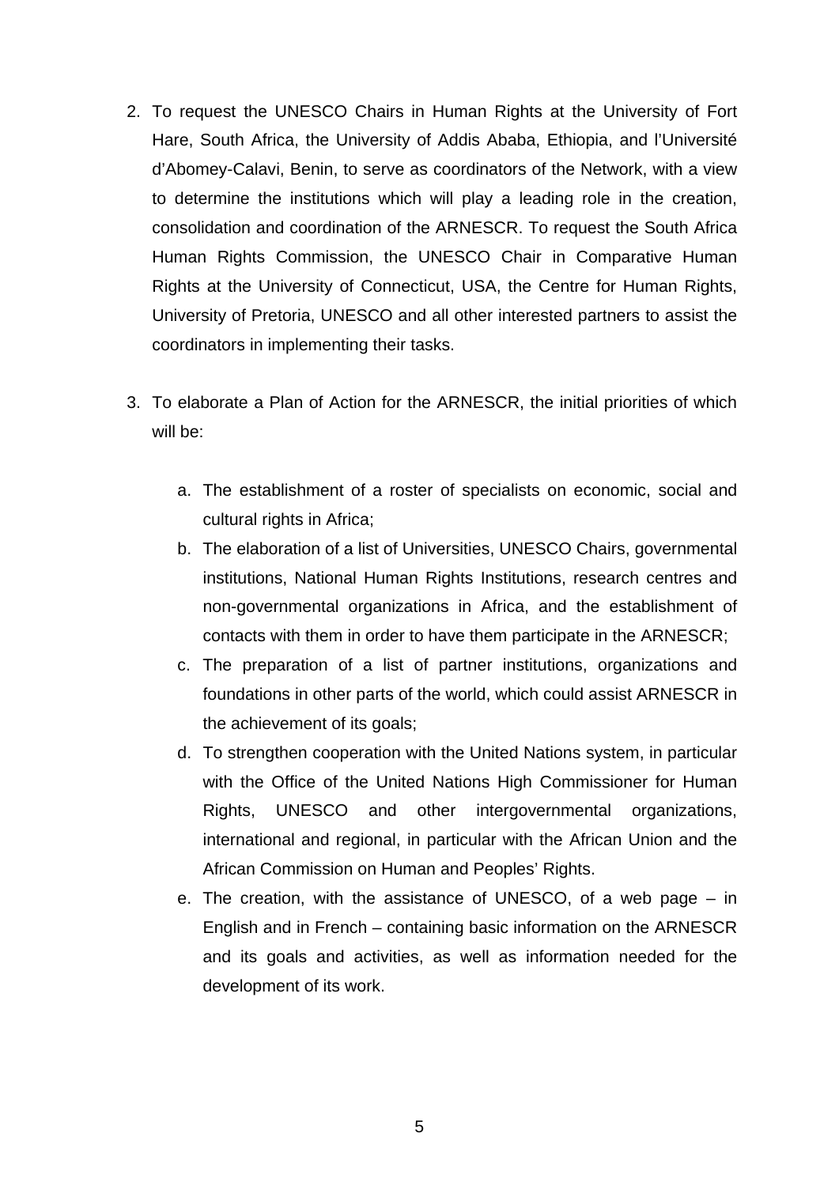2. To request the UNESCO Chairs in Human Rights at the University of Fort Hare, South Africa, the University of Addis Ababa, Ethiopia, and l'Université d'Abomey-Calavi, Benin, to serve as coordinators of the Network, with a view to determine the institutions which will play a leading role in the creation, consolidation and coordination of the ARNESCR. To request the South Africa Human Rights Commission, the UNESCO Chair in Comparative Human Rights at the University of Connecticut, USA, the Centre for Human Rights, University of Pretoria, UNESCO and all other interested partners to assist the coordinators in implementing their tasks.

3. To elaborate a Plan of Action for the ARNESCR, the initial priorities of which will be:

    a. The establishment of a roster of specialists on economic, social and cultural rights in Africa;
    b. The elaboration of a list of Universities, UNESCO Chairs, governmental institutions, National Human Rights Institutions, research centres and non-governmental organizations in Africa, and the establishment of contacts with them in order to have them participate in the ARNESCR;
    c. The preparation of a list of partner institutions, organizations and foundations in other parts of the world, which could assist ARNESCR in the achievement of its goals;
    d. To strengthen cooperation with the United Nations system, in particular with the Office of the United Nations High Commissioner for Human Rights, UNESCO and other intergovernmental organizations, international and regional, in particular with the African Union and the African Commission on Human and Peoples' Rights.
    e. The creation, with the assistance of UNESCO, of a web page – in English and in French – containing basic information on the ARNESCR and its goals and activities, as well as information needed for the development of its work.